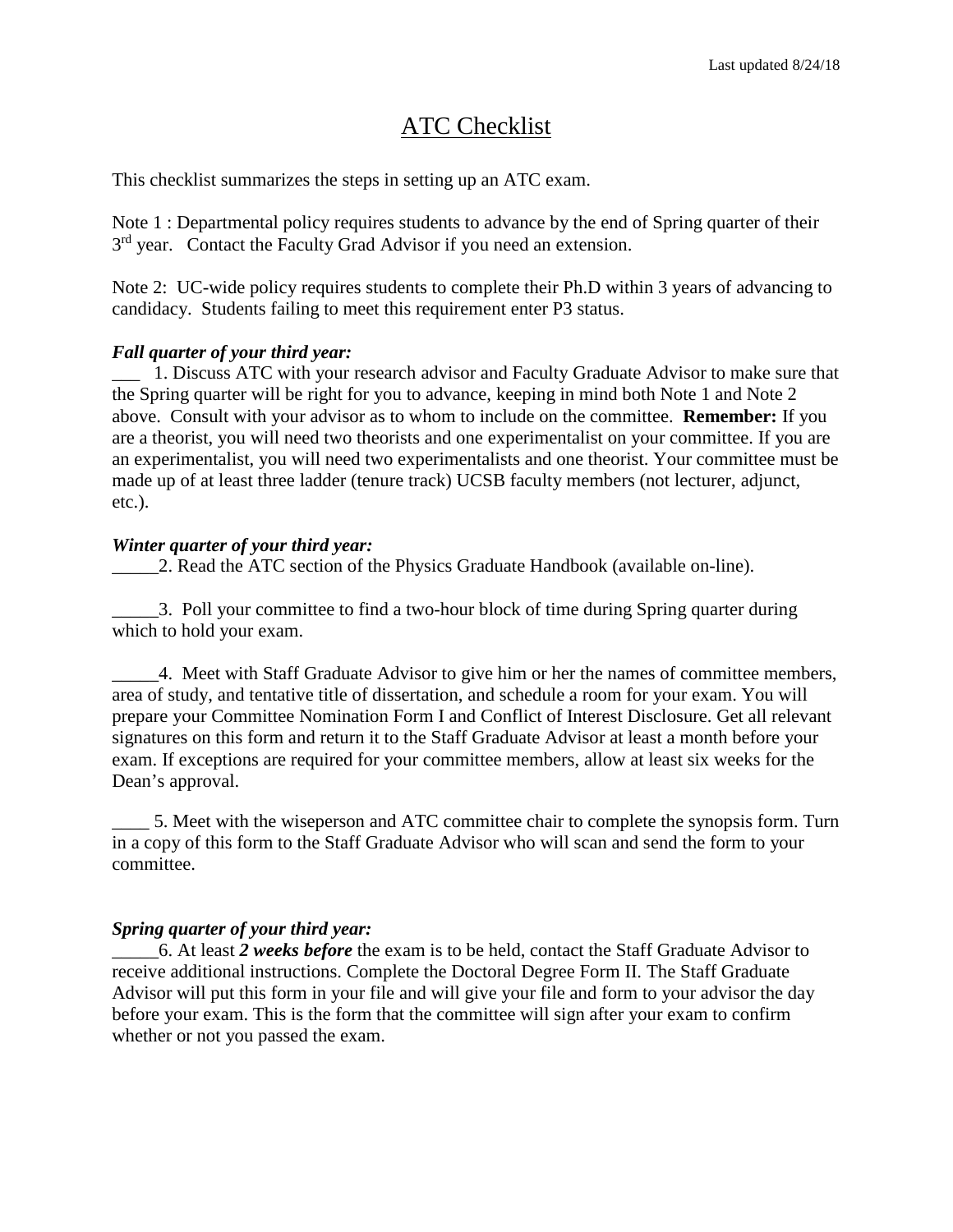Last updated 8/24/18

# ATC Checklist

This checklist summarizes the steps in setting up an ATC exam.

Note 1 : Departmental policy requires students to advance by the end of Spring quarter of their 3rd year. Contact the Faculty Grad Advisor if you need an extension.

Note 2: UC-wide policy requires students to complete their Ph.D within 3 years of advancing to candidacy. Students failing to meet this requirement enter P3 status.

***Fall quarter of your third year:***

___ 1. Discuss ATC with your research advisor and Faculty Graduate Advisor to make sure that the Spring quarter will be right for you to advance, keeping in mind both Note 1 and Note 2 above. Consult with your advisor as to whom to include on the committee. **Remember:** If you are a theorist, you will need two theorists and one experimentalist on your committee. If you are an experimentalist, you will need two experimentalists and one theorist. Your committee must be made up of at least three ladder (tenure track) UCSB faculty members (not lecturer, adjunct, etc.).

***Winter quarter of your third year:***

_____2. Read the ATC section of the Physics Graduate Handbook (available on-line).

_____3. Poll your committee to find a two-hour block of time during Spring quarter during which to hold your exam.

_____4. Meet with Staff Graduate Advisor to give him or her the names of committee members, area of study, and tentative title of dissertation, and schedule a room for your exam. You will prepare your Committee Nomination Form I and Conflict of Interest Disclosure. Get all relevant signatures on this form and return it to the Staff Graduate Advisor at least a month before your exam. If exceptions are required for your committee members, allow at least six weeks for the Dean's approval.

____ 5. Meet with the wiseperson and ATC committee chair to complete the synopsis form. Turn in a copy of this form to the Staff Graduate Advisor who will scan and send the form to your committee.

***Spring quarter of your third year:***

_____6. At least ***2 weeks before*** the exam is to be held, contact the Staff Graduate Advisor to receive additional instructions. Complete the Doctoral Degree Form II. The Staff Graduate Advisor will put this form in your file and will give your file and form to your advisor the day before your exam. This is the form that the committee will sign after your exam to confirm whether or not you passed the exam.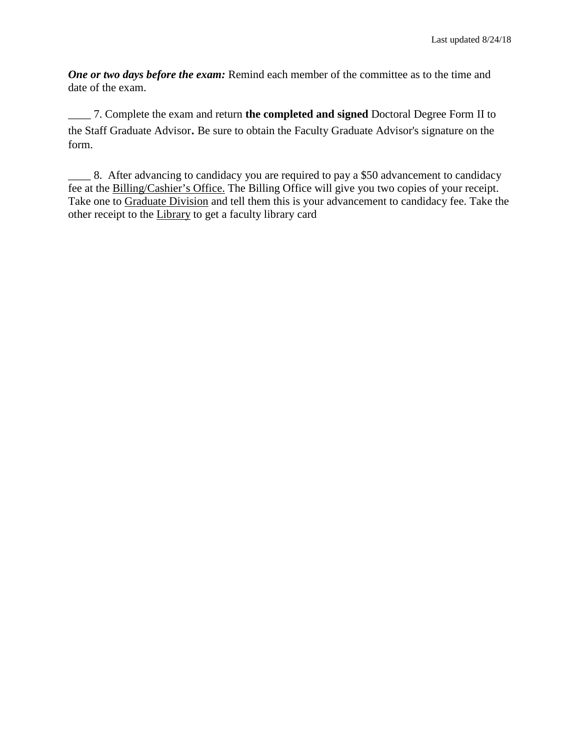***One or two days before the exam:*** Remind each member of the committee as to the time and date of the exam.

____ 7. Complete the exam and return **the completed and signed** Doctoral Degree Form II to the Staff Graduate Advisor**.** Be sure to obtain the Faculty Graduate Advisor's signature on the form.

____ 8. After advancing to candidacy you are required to pay a $50 advancement to candidacy fee at the Billing/Cashier's Office. The Billing Office will give you two copies of your receipt. Take one to Graduate Division and tell them this is your advancement to candidacy fee. Take the other receipt to the Library to get a faculty library card